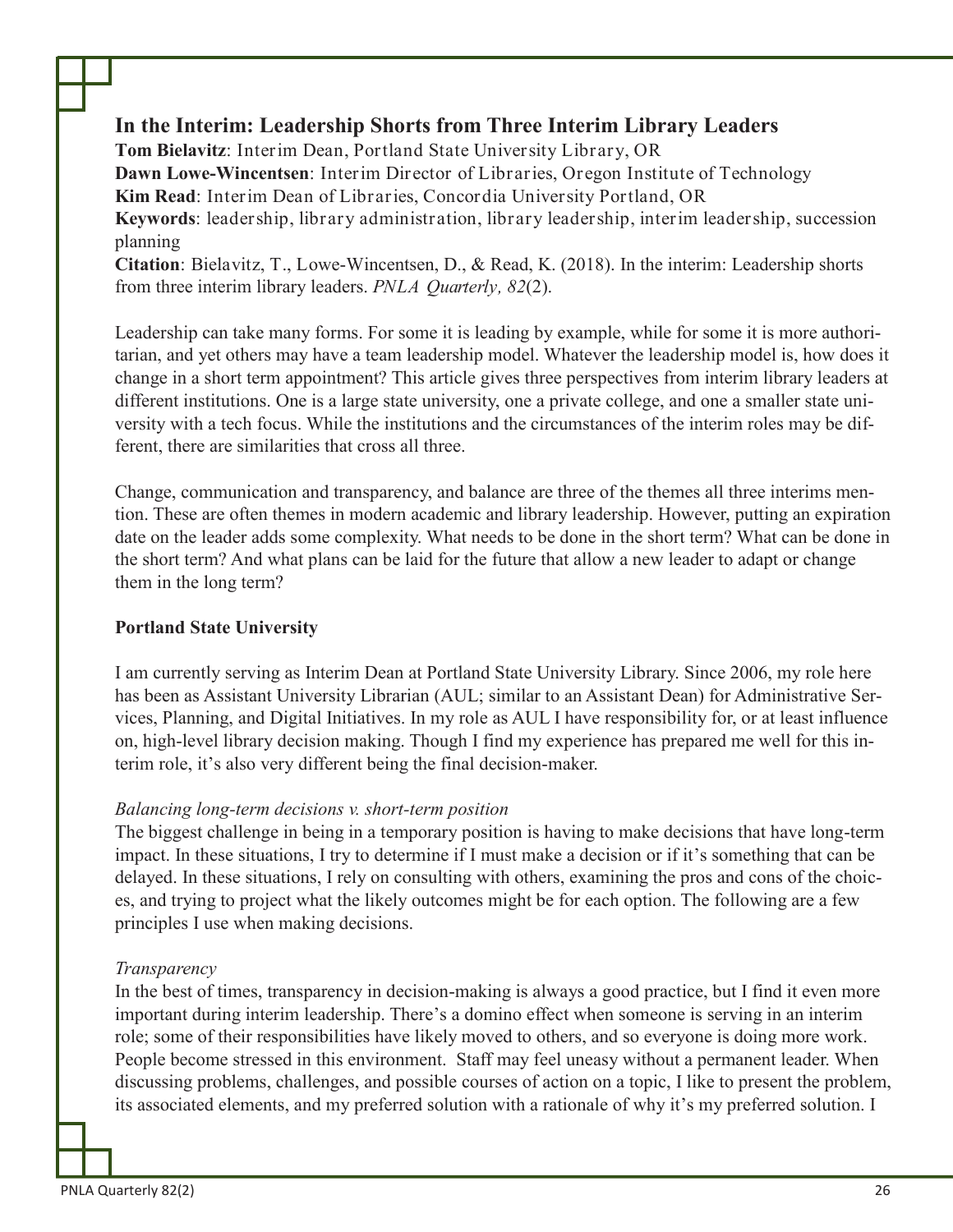# In the Interim: Leadership Shorts from Three Interim Library Leaders

**Tom Bielavitz**: Interim Dean, Portland State University Library, OR
**Dawn Lowe-Wincentsen**: Interim Director of Libraries, Oregon Institute of Technology
**Kim Read**: Interim Dean of Libraries, Concordia University Portland, OR
**Keywords**: leadership, library administration, library leadership, interim leadership, succession planning
**Citation**: Bielavitz, T., Lowe-Wincentsen, D., & Read, K. (2018). In the interim: Leadership shorts from three interim library leaders. *PNLA Quarterly, 82*(2).

Leadership can take many forms. For some it is leading by example, while for some it is more authoritarian, and yet others may have a team leadership model. Whatever the leadership model is, how does it change in a short term appointment? This article gives three perspectives from interim library leaders at different institutions. One is a large state university, one a private college, and one a smaller state university with a tech focus. While the institutions and the circumstances of the interim roles may be different, there are similarities that cross all three.

Change, communication and transparency, and balance are three of the themes all three interims mention. These are often themes in modern academic and library leadership. However, putting an expiration date on the leader adds some complexity. What needs to be done in the short term? What can be done in the short term? And what plans can be laid for the future that allow a new leader to adapt or change them in the long term?

## Portland State University

I am currently serving as Interim Dean at Portland State University Library. Since 2006, my role here has been as Assistant University Librarian (AUL; similar to an Assistant Dean) for Administrative Services, Planning, and Digital Initiatives. In my role as AUL I have responsibility for, or at least influence on, high-level library decision making. Though I find my experience has prepared me well for this interim role, it's also very different being the final decision-maker.

### *Balancing long-term decisions v. short-term position*

The biggest challenge in being in a temporary position is having to make decisions that have long-term impact. In these situations, I try to determine if I must make a decision or if it's something that can be delayed. In these situations, I rely on consulting with others, examining the pros and cons of the choices, and trying to project what the likely outcomes might be for each option. The following are a few principles I use when making decisions.

### *Transparency*

In the best of times, transparency in decision-making is always a good practice, but I find it even more important during interim leadership. There's a domino effect when someone is serving in an interim role; some of their responsibilities have likely moved to others, and so everyone is doing more work. People become stressed in this environment. Staff may feel uneasy without a permanent leader. When discussing problems, challenges, and possible courses of action on a topic, I like to present the problem, its associated elements, and my preferred solution with a rationale of why it's my preferred solution. I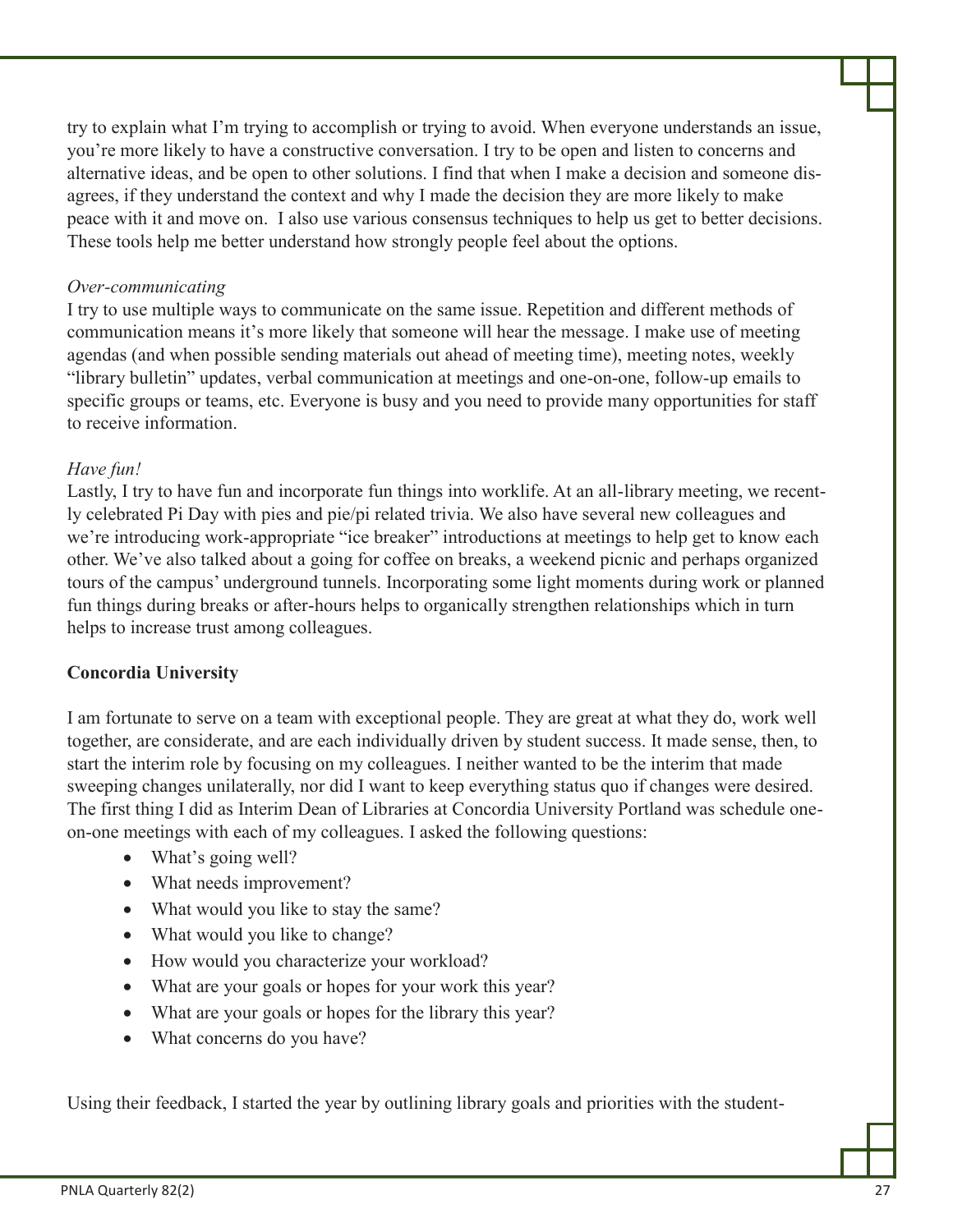try to explain what I'm trying to accomplish or trying to avoid. When everyone understands an issue, you're more likely to have a constructive conversation. I try to be open and listen to concerns and alternative ideas, and be open to other solutions. I find that when I make a decision and someone disagrees, if they understand the context and why I made the decision they are more likely to make peace with it and move on. I also use various consensus techniques to help us get to better decisions. These tools help me better understand how strongly people feel about the options.

*Over-communicating*

I try to use multiple ways to communicate on the same issue. Repetition and different methods of communication means it's more likely that someone will hear the message. I make use of meeting agendas (and when possible sending materials out ahead of meeting time), meeting notes, weekly "library bulletin" updates, verbal communication at meetings and one-on-one, follow-up emails to specific groups or teams, etc. Everyone is busy and you need to provide many opportunities for staff to receive information.

*Have fun!*

Lastly, I try to have fun and incorporate fun things into worklife. At an all-library meeting, we recently celebrated Pi Day with pies and pie/pi related trivia. We also have several new colleagues and we're introducing work-appropriate "ice breaker" introductions at meetings to help get to know each other. We've also talked about a going for coffee on breaks, a weekend picnic and perhaps organized tours of the campus' underground tunnels. Incorporating some light moments during work or planned fun things during breaks or after-hours helps to organically strengthen relationships which in turn helps to increase trust among colleagues.

**Concordia University**

I am fortunate to serve on a team with exceptional people. They are great at what they do, work well together, are considerate, and are each individually driven by student success. It made sense, then, to start the interim role by focusing on my colleagues. I neither wanted to be the interim that made sweeping changes unilaterally, nor did I want to keep everything status quo if changes were desired. The first thing I did as Interim Dean of Libraries at Concordia University Portland was schedule one-on-one meetings with each of my colleagues. I asked the following questions:

- What's going well?
- What needs improvement?
- What would you like to stay the same?
- What would you like to change?
- How would you characterize your workload?
- What are your goals or hopes for your work this year?
- What are your goals or hopes for the library this year?
- What concerns do you have?

Using their feedback, I started the year by outlining library goals and priorities with the student-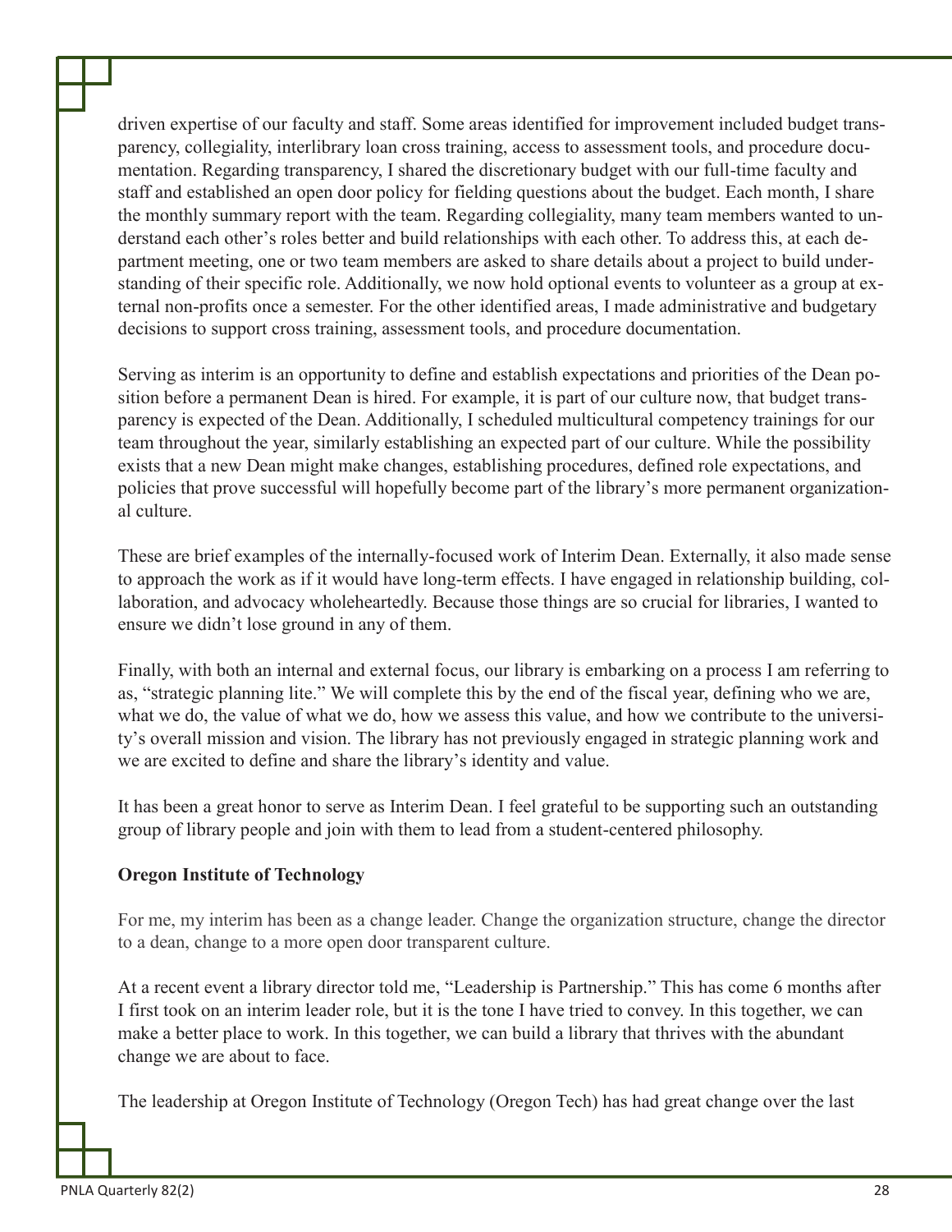driven expertise of our faculty and staff. Some areas identified for improvement included budget transparency, collegiality, interlibrary loan cross training, access to assessment tools, and procedure documentation. Regarding transparency, I shared the discretionary budget with our full-time faculty and staff and established an open door policy for fielding questions about the budget. Each month, I share the monthly summary report with the team. Regarding collegiality, many team members wanted to understand each other's roles better and build relationships with each other. To address this, at each department meeting, one or two team members are asked to share details about a project to build understanding of their specific role. Additionally, we now hold optional events to volunteer as a group at external non-profits once a semester. For the other identified areas, I made administrative and budgetary decisions to support cross training, assessment tools, and procedure documentation.

Serving as interim is an opportunity to define and establish expectations and priorities of the Dean position before a permanent Dean is hired. For example, it is part of our culture now, that budget transparency is expected of the Dean. Additionally, I scheduled multicultural competency trainings for our team throughout the year, similarly establishing an expected part of our culture. While the possibility exists that a new Dean might make changes, establishing procedures, defined role expectations, and policies that prove successful will hopefully become part of the library's more permanent organizational culture.

These are brief examples of the internally-focused work of Interim Dean. Externally, it also made sense to approach the work as if it would have long-term effects. I have engaged in relationship building, collaboration, and advocacy wholeheartedly. Because those things are so crucial for libraries, I wanted to ensure we didn't lose ground in any of them.

Finally, with both an internal and external focus, our library is embarking on a process I am referring to as, "strategic planning lite." We will complete this by the end of the fiscal year, defining who we are, what we do, the value of what we do, how we assess this value, and how we contribute to the university's overall mission and vision. The library has not previously engaged in strategic planning work and we are excited to define and share the library's identity and value.

It has been a great honor to serve as Interim Dean. I feel grateful to be supporting such an outstanding group of library people and join with them to lead from a student-centered philosophy.

**Oregon Institute of Technology**

For me, my interim has been as a change leader. Change the organization structure, change the director to a dean, change to a more open door transparent culture.

At a recent event a library director told me, "Leadership is Partnership." This has come 6 months after I first took on an interim leader role, but it is the tone I have tried to convey. In this together, we can make a better place to work. In this together, we can build a library that thrives with the abundant change we are about to face.

The leadership at Oregon Institute of Technology (Oregon Tech) has had great change over the last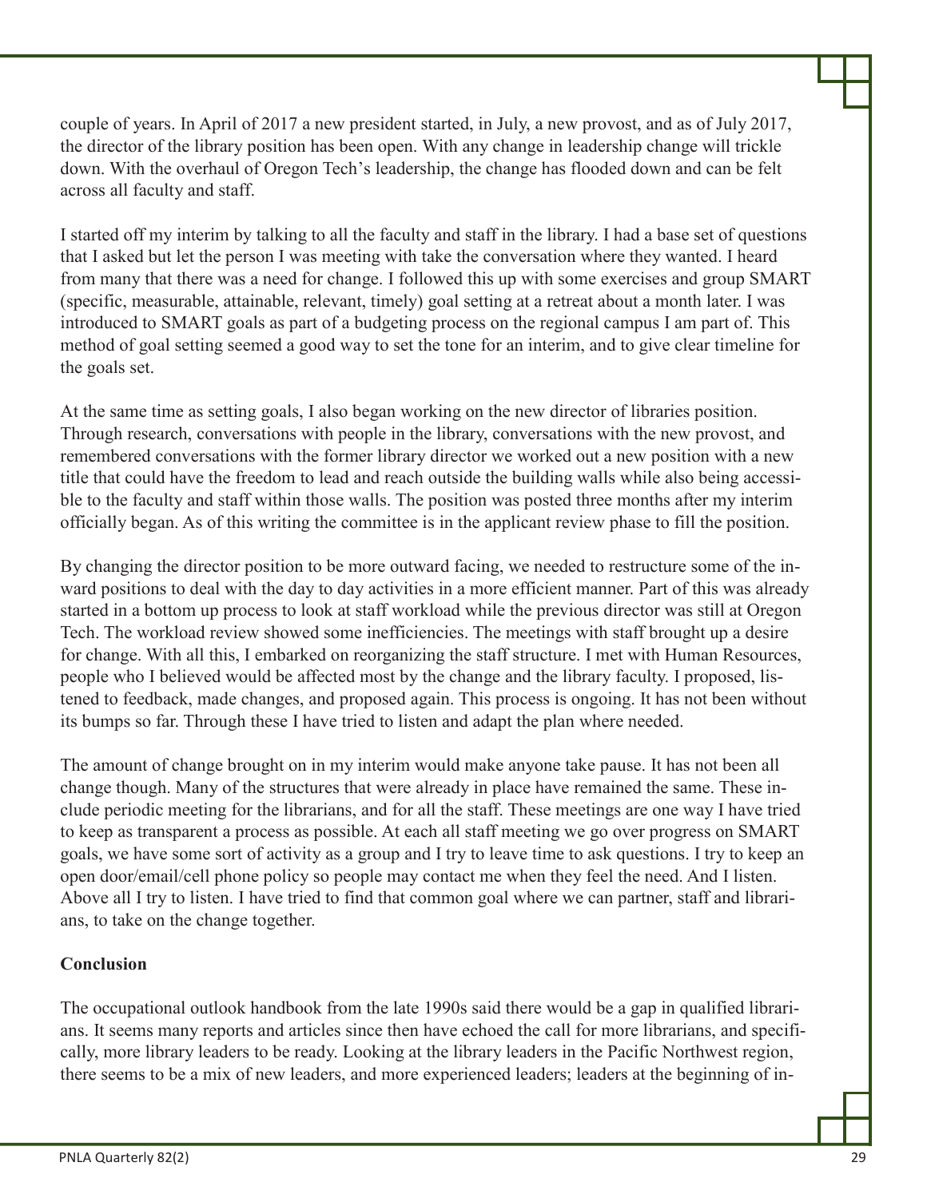couple of years. In April of 2017 a new president started, in July, a new provost, and as of July 2017, the director of the library position has been open. With any change in leadership change will trickle down. With the overhaul of Oregon Tech's leadership, the change has flooded down and can be felt across all faculty and staff.

I started off my interim by talking to all the faculty and staff in the library. I had a base set of questions that I asked but let the person I was meeting with take the conversation where they wanted. I heard from many that there was a need for change. I followed this up with some exercises and group SMART (specific, measurable, attainable, relevant, timely) goal setting at a retreat about a month later. I was introduced to SMART goals as part of a budgeting process on the regional campus I am part of. This method of goal setting seemed a good way to set the tone for an interim, and to give clear timeline for the goals set.

At the same time as setting goals, I also began working on the new director of libraries position. Through research, conversations with people in the library, conversations with the new provost, and remembered conversations with the former library director we worked out a new position with a new title that could have the freedom to lead and reach outside the building walls while also being accessible to the faculty and staff within those walls. The position was posted three months after my interim officially began. As of this writing the committee is in the applicant review phase to fill the position.

By changing the director position to be more outward facing, we needed to restructure some of the inward positions to deal with the day to day activities in a more efficient manner. Part of this was already started in a bottom up process to look at staff workload while the previous director was still at Oregon Tech. The workload review showed some inefficiencies. The meetings with staff brought up a desire for change. With all this, I embarked on reorganizing the staff structure. I met with Human Resources, people who I believed would be affected most by the change and the library faculty. I proposed, listened to feedback, made changes, and proposed again. This process is ongoing. It has not been without its bumps so far. Through these I have tried to listen and adapt the plan where needed.

The amount of change brought on in my interim would make anyone take pause. It has not been all change though. Many of the structures that were already in place have remained the same. These include periodic meeting for the librarians, and for all the staff. These meetings are one way I have tried to keep as transparent a process as possible. At each all staff meeting we go over progress on SMART goals, we have some sort of activity as a group and I try to leave time to ask questions. I try to keep an open door/email/cell phone policy so people may contact me when they feel the need. And I listen. Above all I try to listen. I have tried to find that common goal where we can partner, staff and librarians, to take on the change together.

**Conclusion**

The occupational outlook handbook from the late 1990s said there would be a gap in qualified librarians. It seems many reports and articles since then have echoed the call for more librarians, and specifically, more library leaders to be ready. Looking at the library leaders in the Pacific Northwest region, there seems to be a mix of new leaders, and more experienced leaders; leaders at the beginning of in-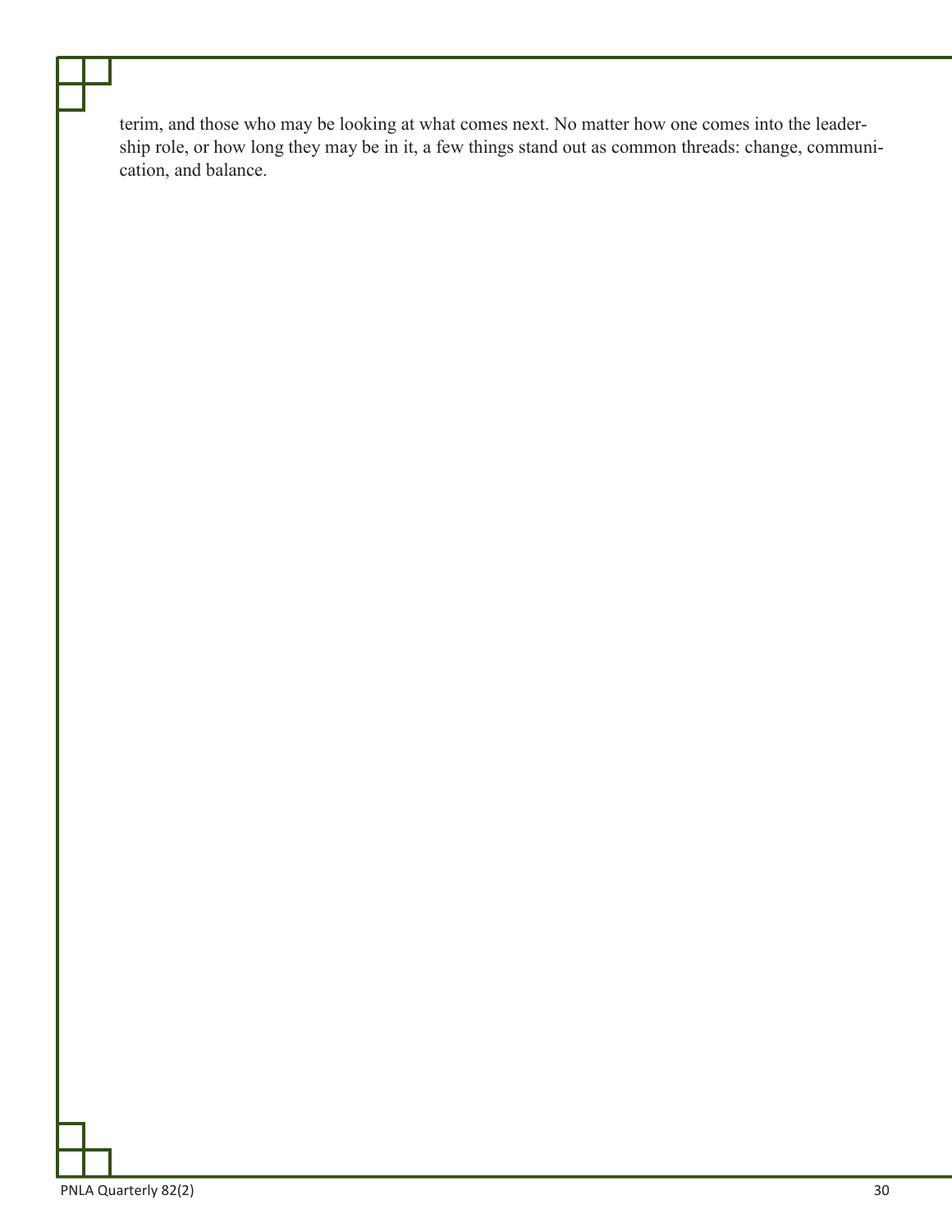terim, and those who may be looking at what comes next. No matter how one comes into the leadership role, or how long they may be in it, a few things stand out as common threads: change, communication, and balance.